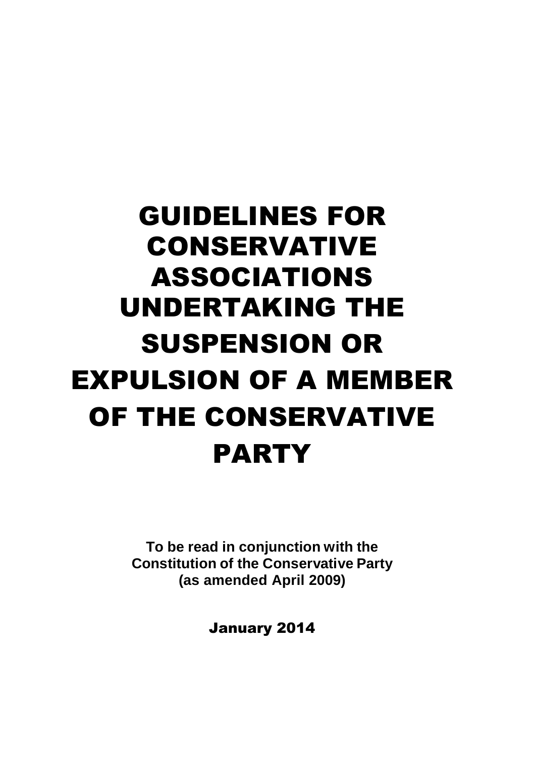# GUIDELINES FOR CONSERVATIVE ASSOCIATIONS UNDERTAKING THE SUSPENSION OR EXPULSION OF A MEMBER OF THE CONSERVATIVE PARTY

**To be read in conjunction with the Constitution of the Conservative Party (as amended April 2009)**

**January 2014**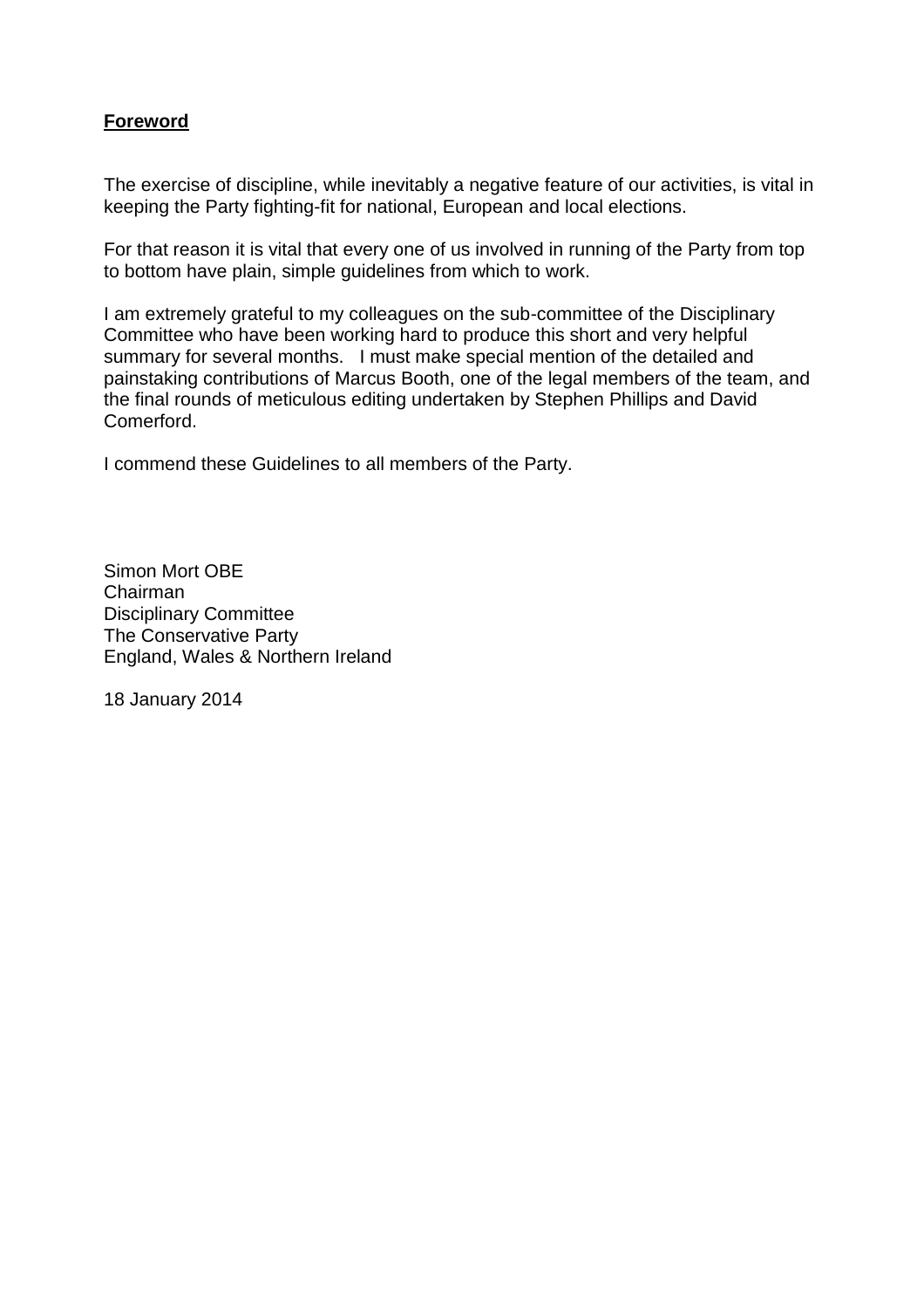## **Foreword**

The exercise of discipline, while inevitably a negative feature of our activities, is vital in keeping the Party fighting-fit for national, European and local elections.

For that reason it is vital that every one of us involved in running of the Party from top to bottom have plain, simple guidelines from which to work.

I am extremely grateful to my colleagues on the sub-committee of the Disciplinary Committee who have been working hard to produce this short and very helpful summary for several months. I must make special mention of the detailed and painstaking contributions of Marcus Booth, one of the legal members of the team, and the final rounds of meticulous editing undertaken by Stephen Phillips and David Comerford.

I commend these Guidelines to all members of the Party.

Simon Mort OBE
Chairman
Disciplinary Committee
The Conservative Party
England, Wales & Northern Ireland

18 January 2014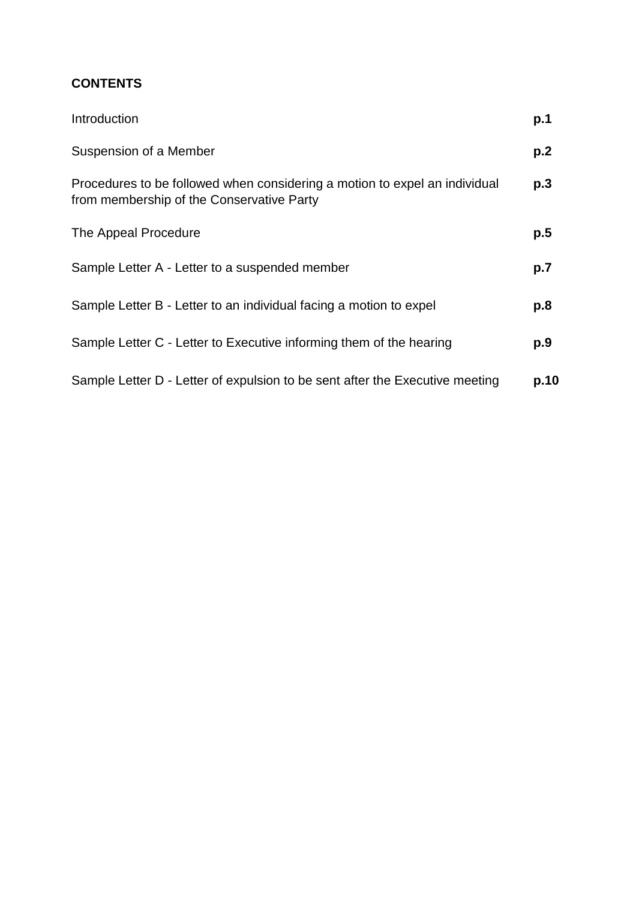**CONTENTS**

| | |
|---|---|
| Introduction | **p.1** |
| Suspension of a Member | **p.2** |
| Procedures to be followed when considering a motion to expel an individual from membership of the Conservative Party | **p.3** |
| The Appeal Procedure | **p.5** |
| Sample Letter A - Letter to a suspended member | **p.7** |
| Sample Letter B - Letter to an individual facing a motion to expel | **p.8** |
| Sample Letter C - Letter to Executive informing them of the hearing | **p.9** |
| Sample Letter D - Letter of expulsion to be sent after the Executive meeting | **p.10** |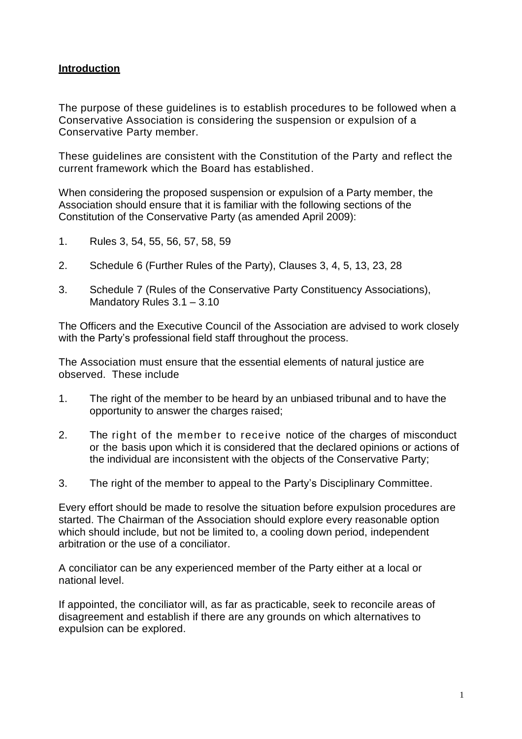## **Introduction**

The purpose of these guidelines is to establish procedures to be followed when a Conservative Association is considering the suspension or expulsion of a Conservative Party member.

These guidelines are consistent with the Constitution of the Party and reflect the current framework which the Board has established.

When considering the proposed suspension or expulsion of a Party member, the Association should ensure that it is familiar with the following sections of the Constitution of the Conservative Party (as amended April 2009):

1. Rules 3, 54, 55, 56, 57, 58, 59
2. Schedule 6 (Further Rules of the Party), Clauses 3, 4, 5, 13, 23, 28
3. Schedule 7 (Rules of the Conservative Party Constituency Associations), Mandatory Rules 3.1 – 3.10

The Officers and the Executive Council of the Association are advised to work closely with the Party's professional field staff throughout the process.

The Association must ensure that the essential elements of natural justice are observed. These include

1. The right of the member to be heard by an unbiased tribunal and to have the opportunity to answer the charges raised;
2. The right of the member to receive notice of the charges of misconduct or the basis upon which it is considered that the declared opinions or actions of the individual are inconsistent with the objects of the Conservative Party;
3. The right of the member to appeal to the Party's Disciplinary Committee.

Every effort should be made to resolve the situation before expulsion procedures are started. The Chairman of the Association should explore every reasonable option which should include, but not be limited to, a cooling down period, independent arbitration or the use of a conciliator.

A conciliator can be any experienced member of the Party either at a local or national level.

If appointed, the conciliator will, as far as practicable, seek to reconcile areas of disagreement and establish if there are any grounds on which alternatives to expulsion can be explored.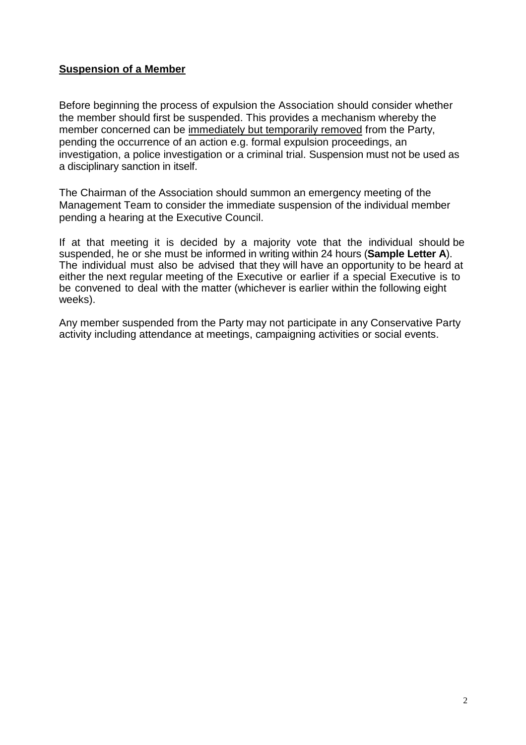## Suspension of a Member

Before beginning the process of expulsion the Association should consider whether the member should first be suspended. This provides a mechanism whereby the member concerned can be immediately but temporarily removed from the Party, pending the occurrence of an action e.g. formal expulsion proceedings, an investigation, a police investigation or a criminal trial. Suspension must not be used as a disciplinary sanction in itself.

The Chairman of the Association should summon an emergency meeting of the Management Team to consider the immediate suspension of the individual member pending a hearing at the Executive Council.

If at that meeting it is decided by a majority vote that the individual should be suspended, he or she must be informed in writing within 24 hours (**Sample Letter A**). The individual must also be advised that they will have an opportunity to be heard at either the next regular meeting of the Executive or earlier if a special Executive is to be convened to deal with the matter (whichever is earlier within the following eight weeks).

Any member suspended from the Party may not participate in any Conservative Party activity including attendance at meetings, campaigning activities or social events.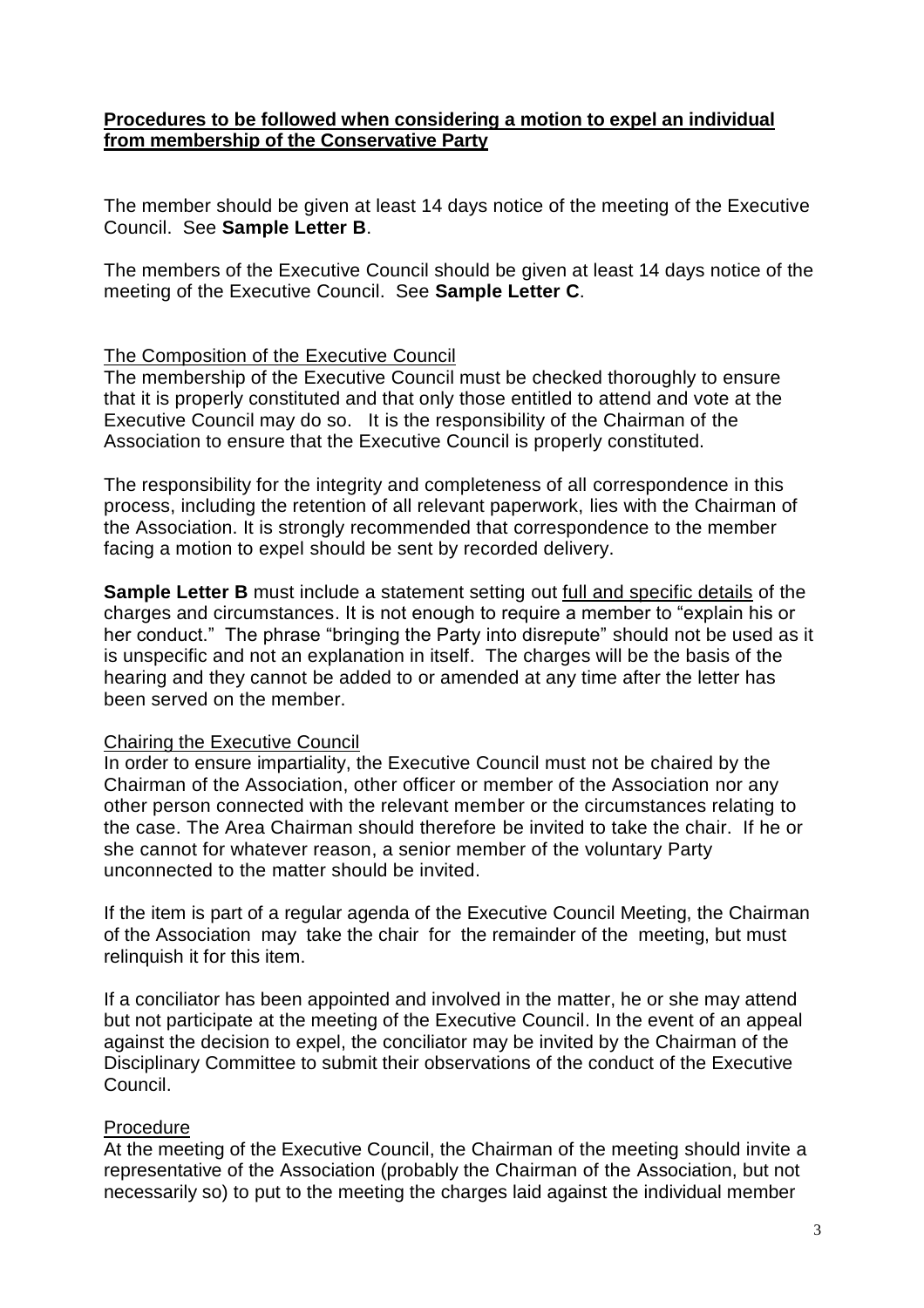**<u>Procedures to be followed when considering a motion to expel an individual from membership of the Conservative Party</u>**

The member should be given at least 14 days notice of the meeting of the Executive Council. See **Sample Letter B**.

The members of the Executive Council should be given at least 14 days notice of the meeting of the Executive Council. See **Sample Letter C**.

<u>The Composition of the Executive Council</u>

The membership of the Executive Council must be checked thoroughly to ensure that it is properly constituted and that only those entitled to attend and vote at the Executive Council may do so. It is the responsibility of the Chairman of the Association to ensure that the Executive Council is properly constituted.

The responsibility for the integrity and completeness of all correspondence in this process, including the retention of all relevant paperwork, lies with the Chairman of the Association. It is strongly recommended that correspondence to the member facing a motion to expel should be sent by recorded delivery.

**Sample Letter B** must include a statement setting out <u>full and specific details</u> of the charges and circumstances. It is not enough to require a member to "explain his or her conduct." The phrase "bringing the Party into disrepute" should not be used as it is unspecific and not an explanation in itself. The charges will be the basis of the hearing and they cannot be added to or amended at any time after the letter has been served on the member.

<u>Chairing the Executive Council</u>

In order to ensure impartiality, the Executive Council must not be chaired by the Chairman of the Association, other officer or member of the Association nor any other person connected with the relevant member or the circumstances relating to the case. The Area Chairman should therefore be invited to take the chair. If he or she cannot for whatever reason, a senior member of the voluntary Party unconnected to the matter should be invited.

If the item is part of a regular agenda of the Executive Council Meeting, the Chairman of the Association may take the chair for the remainder of the meeting, but must relinquish it for this item.

If a conciliator has been appointed and involved in the matter, he or she may attend but not participate at the meeting of the Executive Council. In the event of an appeal against the decision to expel, the conciliator may be invited by the Chairman of the Disciplinary Committee to submit their observations of the conduct of the Executive Council.

<u>Procedure</u>

At the meeting of the Executive Council, the Chairman of the meeting should invite a representative of the Association (probably the Chairman of the Association, but not necessarily so) to put to the meeting the charges laid against the individual member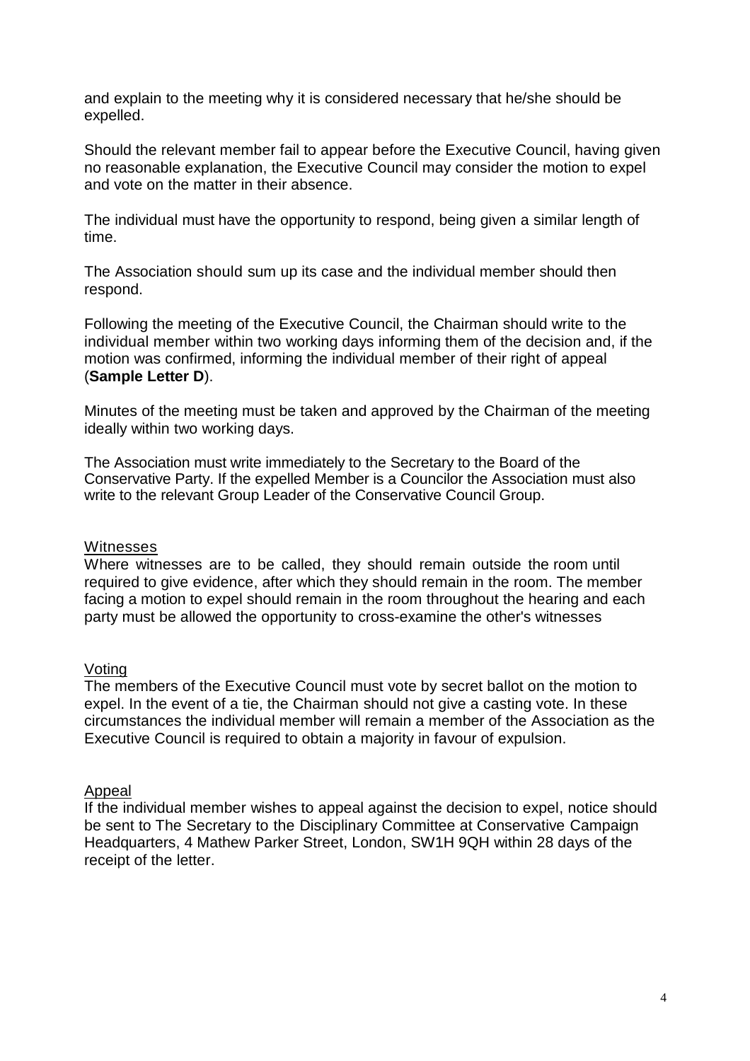and explain to the meeting why it is considered necessary that he/she should be expelled.

Should the relevant member fail to appear before the Executive Council, having given no reasonable explanation, the Executive Council may consider the motion to expel and vote on the matter in their absence.

The individual must have the opportunity to respond, being given a similar length of time.

The Association should sum up its case and the individual member should then respond.

Following the meeting of the Executive Council, the Chairman should write to the individual member within two working days informing them of the decision and, if the motion was confirmed, informing the individual member of their right of appeal (**Sample Letter D**).

Minutes of the meeting must be taken and approved by the Chairman of the meeting ideally within two working days.

The Association must write immediately to the Secretary to the Board of the Conservative Party. If the expelled Member is a Councilor the Association must also write to the relevant Group Leader of the Conservative Council Group.

<u>Witnesses</u>

Where witnesses are to be called, they should remain outside the room until required to give evidence, after which they should remain in the room. The member facing a motion to expel should remain in the room throughout the hearing and each party must be allowed the opportunity to cross-examine the other's witnesses

<u>Voting</u>

The members of the Executive Council must vote by secret ballot on the motion to expel. In the event of a tie, the Chairman should not give a casting vote. In these circumstances the individual member will remain a member of the Association as the Executive Council is required to obtain a majority in favour of expulsion.

<u>Appeal</u>

If the individual member wishes to appeal against the decision to expel, notice should be sent to The Secretary to the Disciplinary Committee at Conservative Campaign Headquarters, 4 Mathew Parker Street, London, SW1H 9QH within 28 days of the receipt of the letter.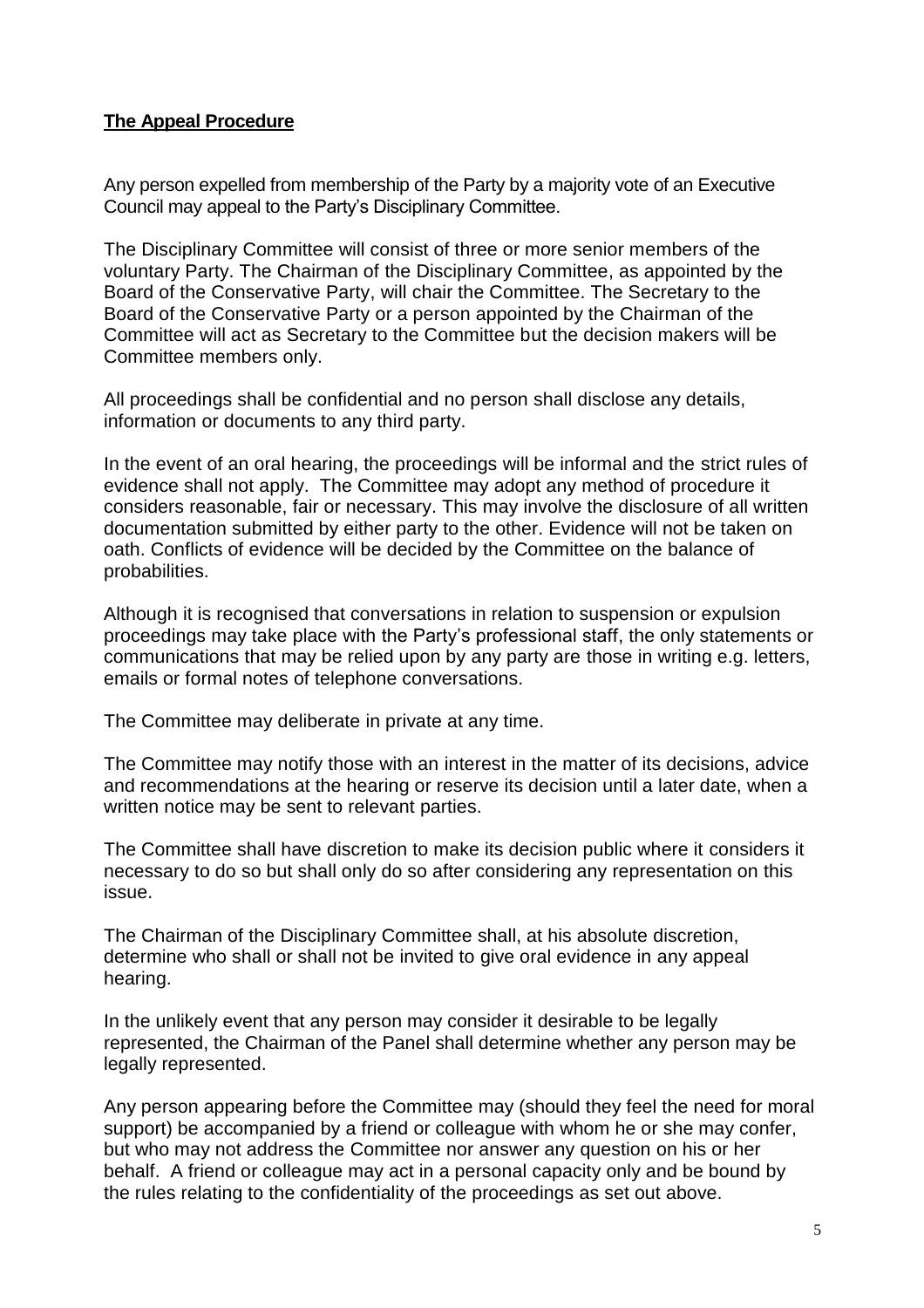**The Appeal Procedure**

Any person expelled from membership of the Party by a majority vote of an Executive Council may appeal to the Party's Disciplinary Committee.

The Disciplinary Committee will consist of three or more senior members of the voluntary Party. The Chairman of the Disciplinary Committee, as appointed by the Board of the Conservative Party, will chair the Committee. The Secretary to the Board of the Conservative Party or a person appointed by the Chairman of the Committee will act as Secretary to the Committee but the decision makers will be Committee members only.

All proceedings shall be confidential and no person shall disclose any details, information or documents to any third party.

In the event of an oral hearing, the proceedings will be informal and the strict rules of evidence shall not apply. The Committee may adopt any method of procedure it considers reasonable, fair or necessary. This may involve the disclosure of all written documentation submitted by either party to the other. Evidence will not be taken on oath. Conflicts of evidence will be decided by the Committee on the balance of probabilities.

Although it is recognised that conversations in relation to suspension or expulsion proceedings may take place with the Party's professional staff, the only statements or communications that may be relied upon by any party are those in writing e.g. letters, emails or formal notes of telephone conversations.

The Committee may deliberate in private at any time.

The Committee may notify those with an interest in the matter of its decisions, advice and recommendations at the hearing or reserve its decision until a later date, when a written notice may be sent to relevant parties.

The Committee shall have discretion to make its decision public where it considers it necessary to do so but shall only do so after considering any representation on this issue.

The Chairman of the Disciplinary Committee shall, at his absolute discretion, determine who shall or shall not be invited to give oral evidence in any appeal hearing.

In the unlikely event that any person may consider it desirable to be legally represented, the Chairman of the Panel shall determine whether any person may be legally represented.

Any person appearing before the Committee may (should they feel the need for moral support) be accompanied by a friend or colleague with whom he or she may confer, but who may not address the Committee nor answer any question on his or her behalf. A friend or colleague may act in a personal capacity only and be bound by the rules relating to the confidentiality of the proceedings as set out above.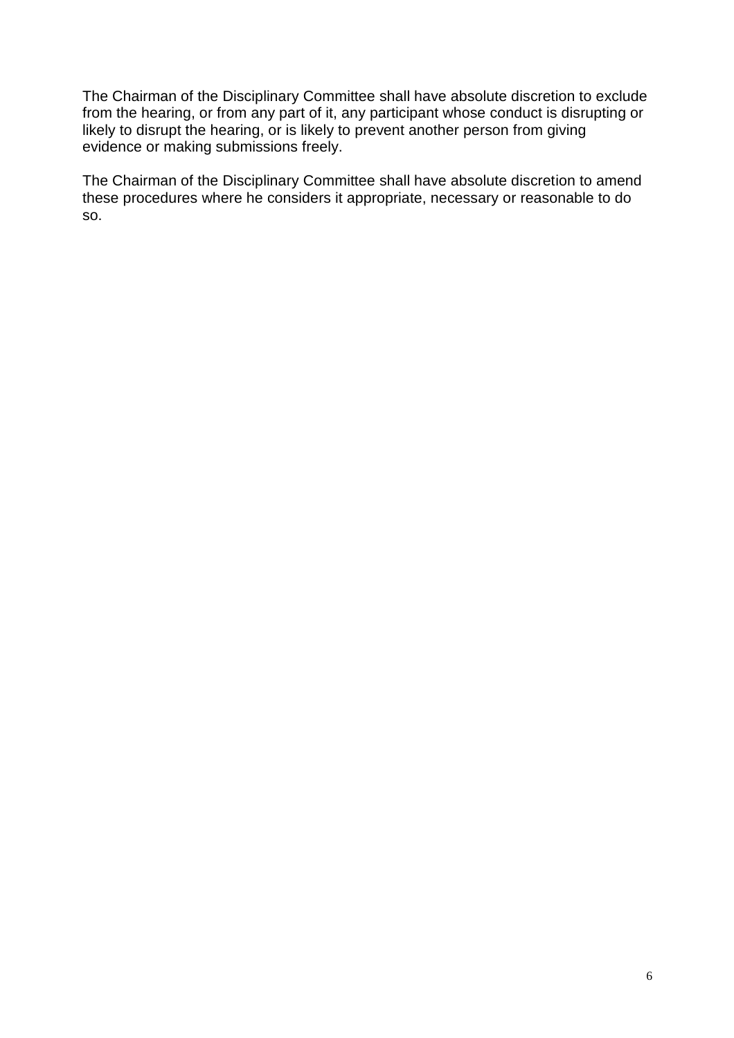The Chairman of the Disciplinary Committee shall have absolute discretion to exclude from the hearing, or from any part of it, any participant whose conduct is disrupting or likely to disrupt the hearing, or is likely to prevent another person from giving evidence or making submissions freely.

The Chairman of the Disciplinary Committee shall have absolute discretion to amend these procedures where he considers it appropriate, necessary or reasonable to do so.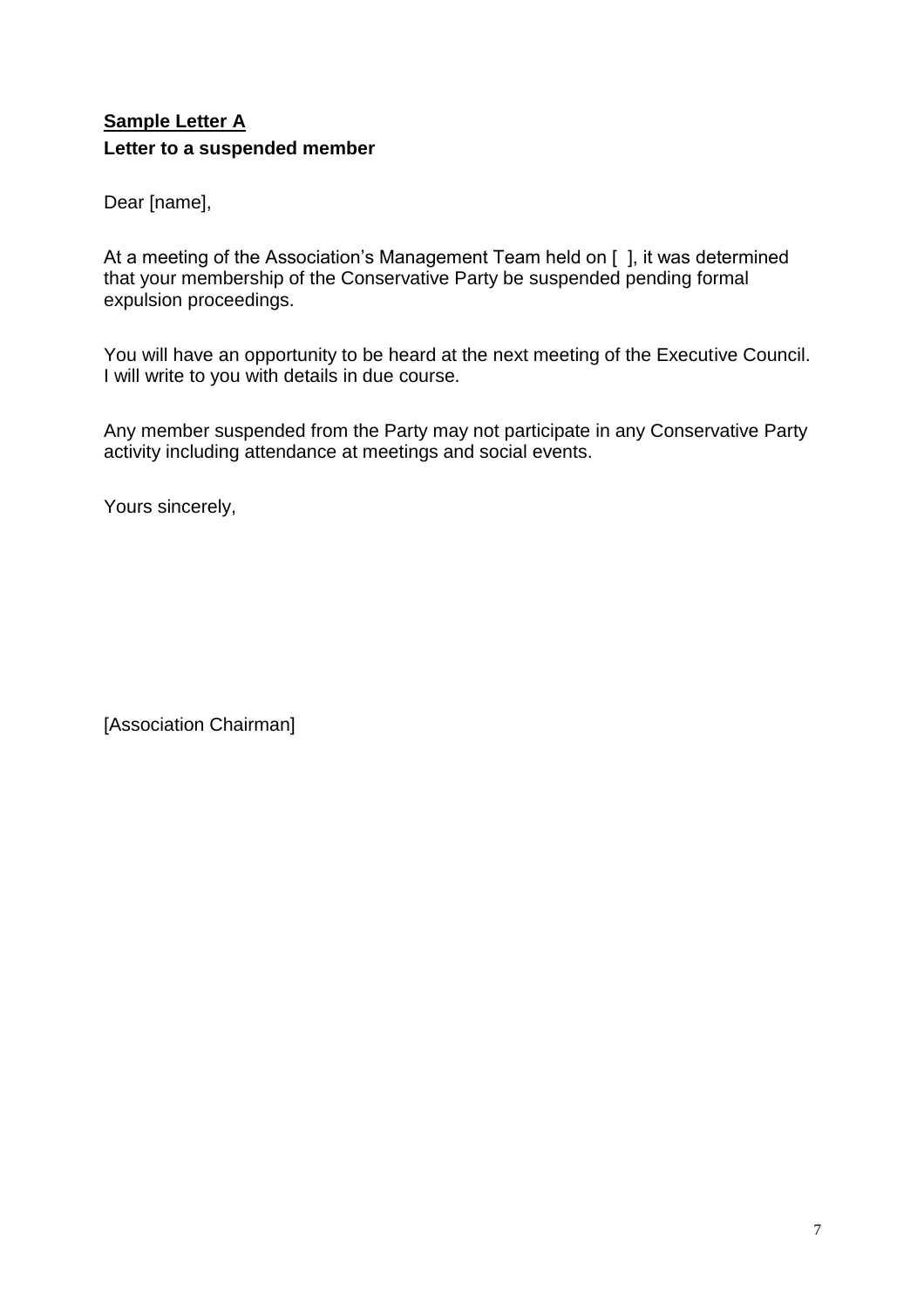**<u>Sample Letter A</u>**

**Letter to a suspended member**

Dear [name],

At a meeting of the Association's Management Team held on [ ], it was determined that your membership of the Conservative Party be suspended pending formal expulsion proceedings.

You will have an opportunity to be heard at the next meeting of the Executive Council. I will write to you with details in due course.

Any member suspended from the Party may not participate in any Conservative Party activity including attendance at meetings and social events.

Yours sincerely,

[Association Chairman]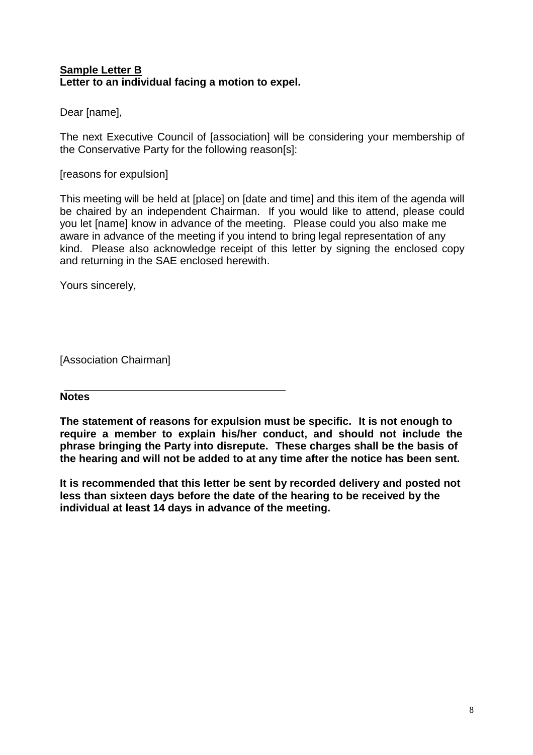**<u>Sample Letter B</u>**
**Letter to an individual facing a motion to expel.**

Dear [name],

The next Executive Council of [association] will be considering your membership of the Conservative Party for the following reason[s]:

[reasons for expulsion]

This meeting will be held at [place] on [date and time] and this item of the agenda will be chaired by an independent Chairman. If you would like to attend, please could you let [name] know in advance of the meeting. Please could you also make me aware in advance of the meeting if you intend to bring legal representation of any kind. Please also acknowledge receipt of this letter by signing the enclosed copy and returning in the SAE enclosed herewith.

Yours sincerely,

[Association Chairman]

---

**Notes**

**The statement of reasons for expulsion must be specific. It is not enough to require a member to explain his/her conduct, and should not include the phrase bringing the Party into disrepute. These charges shall be the basis of the hearing and will not be added to at any time after the notice has been sent.**

**It is recommended that this letter be sent by recorded delivery and posted not less than sixteen days before the date of the hearing to be received by the individual at least 14 days in advance of the meeting.**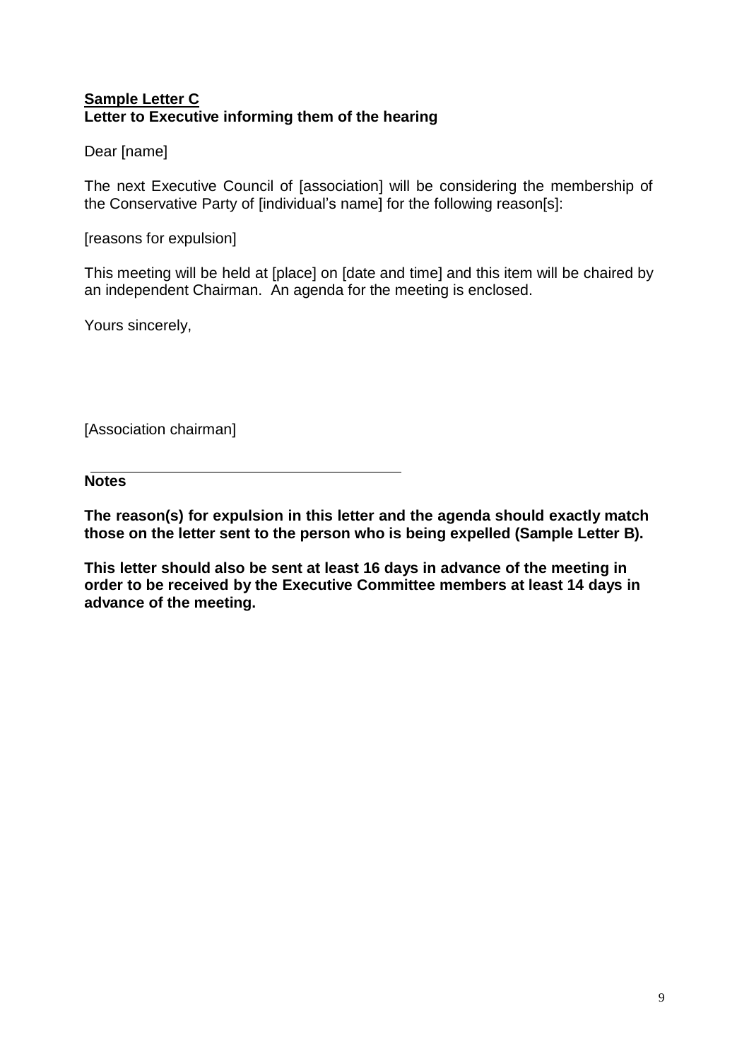**<u>Sample Letter C</u>**
**Letter to Executive informing them of the hearing**

Dear [name]

The next Executive Council of [association] will be considering the membership of the Conservative Party of [individual's name] for the following reason[s]:

[reasons for expulsion]

This meeting will be held at [place] on [date and time] and this item will be chaired by an independent Chairman. An agenda for the meeting is enclosed.

Yours sincerely,

[Association chairman]

---

**Notes**

**The reason(s) for expulsion in this letter and the agenda should exactly match those on the letter sent to the person who is being expelled (Sample Letter B).**

**This letter should also be sent at least 16 days in advance of the meeting in order to be received by the Executive Committee members at least 14 days in advance of the meeting.**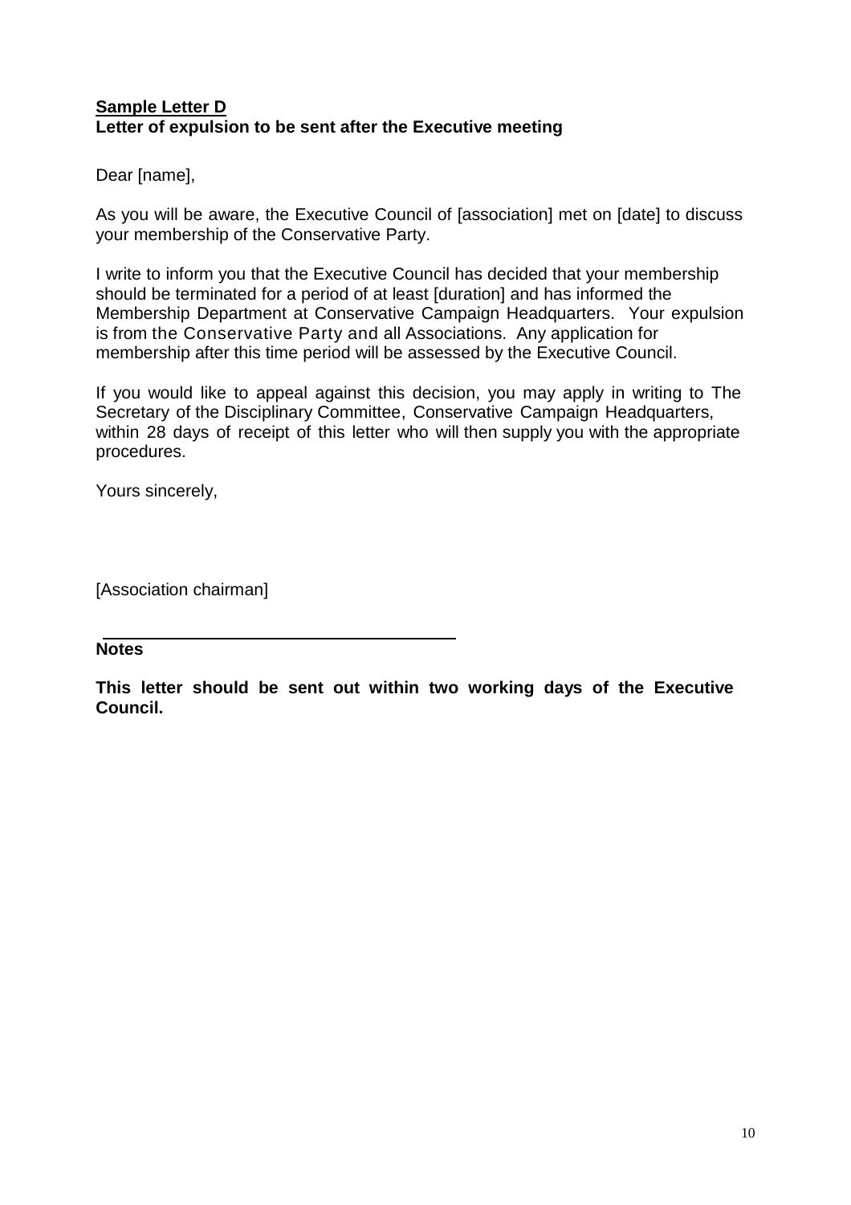**Sample Letter D**
**Letter of expulsion to be sent after the Executive meeting**

Dear [name],

As you will be aware, the Executive Council of [association] met on [date] to discuss your membership of the Conservative Party.

I write to inform you that the Executive Council has decided that your membership should be terminated for a period of at least [duration] and has informed the Membership Department at Conservative Campaign Headquarters. Your expulsion is from the Conservative Party and all Associations. Any application for membership after this time period will be assessed by the Executive Council.

If you would like to appeal against this decision, you may apply in writing to The Secretary of the Disciplinary Committee, Conservative Campaign Headquarters, within 28 days of receipt of this letter who will then supply you with the appropriate procedures.

Yours sincerely,

[Association chairman]

---

**Notes**

**This letter should be sent out within two working days of the Executive Council.**